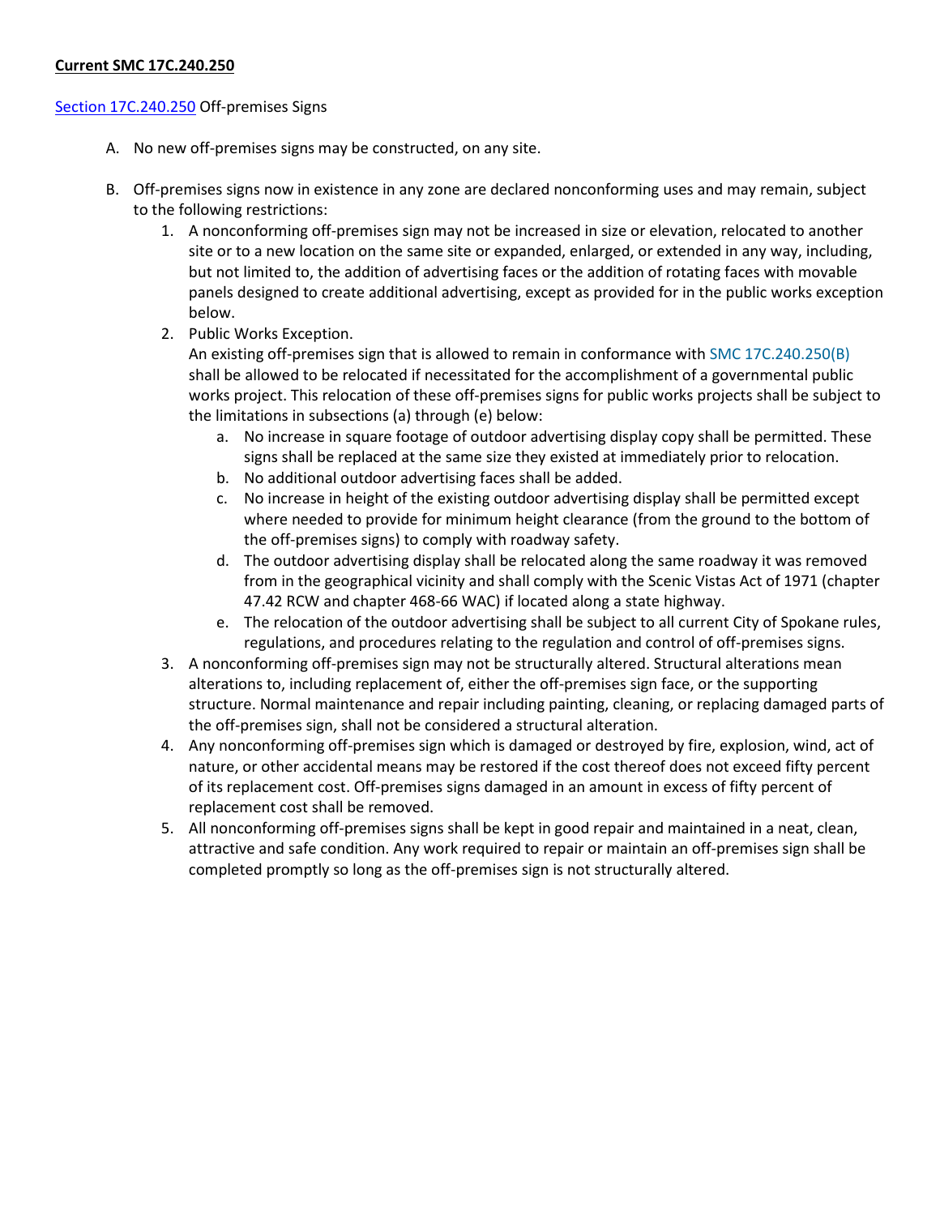**Current SMC 17C.240.250**

Section 17C.240.250 Off-premises Signs

A. No new off-premises signs may be constructed, on any site.

B. Off-premises signs now in existence in any zone are declared nonconforming uses and may remain, subject to the following restrictions:
   1. A nonconforming off-premises sign may not be increased in size or elevation, relocated to another site or to a new location on the same site or expanded, enlarged, or extended in any way, including, but not limited to, the addition of advertising faces or the addition of rotating faces with movable panels designed to create additional advertising, except as provided for in the public works exception below.
   2. Public Works Exception.
      An existing off-premises sign that is allowed to remain in conformance with SMC 17C.240.250(B) shall be allowed to be relocated if necessitated for the accomplishment of a governmental public works project. This relocation of these off-premises signs for public works projects shall be subject to the limitations in subsections (a) through (e) below:
      a. No increase in square footage of outdoor advertising display copy shall be permitted. These signs shall be replaced at the same size they existed at immediately prior to relocation.
      b. No additional outdoor advertising faces shall be added.
      c. No increase in height of the existing outdoor advertising display shall be permitted except where needed to provide for minimum height clearance (from the ground to the bottom of the off-premises signs) to comply with roadway safety.
      d. The outdoor advertising display shall be relocated along the same roadway it was removed from in the geographical vicinity and shall comply with the Scenic Vistas Act of 1971 (chapter 47.42 RCW and chapter 468-66 WAC) if located along a state highway.
      e. The relocation of the outdoor advertising shall be subject to all current City of Spokane rules, regulations, and procedures relating to the regulation and control of off-premises signs.
   3. A nonconforming off-premises sign may not be structurally altered. Structural alterations mean alterations to, including replacement of, either the off-premises sign face, or the supporting structure. Normal maintenance and repair including painting, cleaning, or replacing damaged parts of the off-premises sign, shall not be considered a structural alteration.
   4. Any nonconforming off-premises sign which is damaged or destroyed by fire, explosion, wind, act of nature, or other accidental means may be restored if the cost thereof does not exceed fifty percent of its replacement cost. Off-premises signs damaged in an amount in excess of fifty percent of replacement cost shall be removed.
   5. All nonconforming off-premises signs shall be kept in good repair and maintained in a neat, clean, attractive and safe condition. Any work required to repair or maintain an off-premises sign shall be completed promptly so long as the off-premises sign is not structurally altered.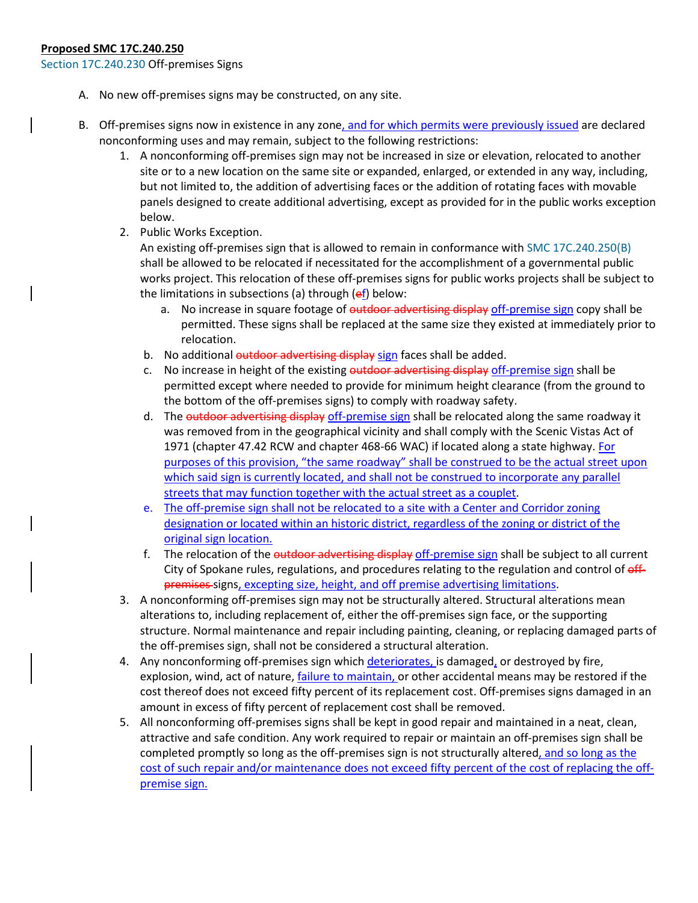**Proposed SMC 17C.240.250**

Section 17C.240.230 Off-premises Signs

A. No new off-premises signs may be constructed, on any site.

B. Off-premises signs now in existence in any zone, and for which permits were previously issued are declared nonconforming uses and may remain, subject to the following restrictions:

   1. A nonconforming off-premises sign may not be increased in size or elevation, relocated to another site or to a new location on the same site or expanded, enlarged, or extended in any way, including, but not limited to, the addition of advertising faces or the addition of rotating faces with movable panels designed to create additional advertising, except as provided for in the public works exception below.

   2. Public Works Exception.
      An existing off-premises sign that is allowed to remain in conformance with SMC 17C.240.250(B) shall be allowed to be relocated if necessitated for the accomplishment of a governmental public works project. This relocation of these off-premises signs for public works projects shall be subject to the limitations in subsections (a) through (~~e~~f) below:

      a. No increase in square footage of ~~outdoor advertising display~~ off-premise sign copy shall be permitted. These signs shall be replaced at the same size they existed at immediately prior to relocation.

      b. No additional ~~outdoor advertising display~~ sign faces shall be added.

      c. No increase in height of the existing ~~outdoor advertising display~~ off-premise sign shall be permitted except where needed to provide for minimum height clearance (from the ground to the bottom of the off-premises signs) to comply with roadway safety.

      d. The ~~outdoor advertising display~~ off-premise sign shall be relocated along the same roadway it was removed from in the geographical vicinity and shall comply with the Scenic Vistas Act of 1971 (chapter 47.42 RCW and chapter 468-66 WAC) if located along a state highway. For purposes of this provision, "the same roadway" shall be construed to be the actual street upon which said sign is currently located, and shall not be construed to incorporate any parallel streets that may function together with the actual street as a couplet.

      e. The off-premise sign shall not be relocated to a site with a Center and Corridor zoning designation or located within an historic district, regardless of the zoning or district of the original sign location.

      f. The relocation of the ~~outdoor advertising display~~ off-premise sign shall be subject to all current City of Spokane rules, regulations, and procedures relating to the regulation and control of ~~off-premises~~ signs, excepting size, height, and off premise advertising limitations.

   3. A nonconforming off-premises sign may not be structurally altered. Structural alterations mean alterations to, including replacement of, either the off-premises sign face, or the supporting structure. Normal maintenance and repair including painting, cleaning, or replacing damaged parts of the off-premises sign, shall not be considered a structural alteration.

   4. Any nonconforming off-premises sign which deteriorates, is damaged, or destroyed by fire, explosion, wind, act of nature, failure to maintain, or other accidental means may be restored if the cost thereof does not exceed fifty percent of its replacement cost. Off-premises signs damaged in an amount in excess of fifty percent of replacement cost shall be removed.

   5. All nonconforming off-premises signs shall be kept in good repair and maintained in a neat, clean, attractive and safe condition. Any work required to repair or maintain an off-premises sign shall be completed promptly so long as the off-premises sign is not structurally altered, and so long as the cost of such repair and/or maintenance does not exceed fifty percent of the cost of replacing the off-premise sign.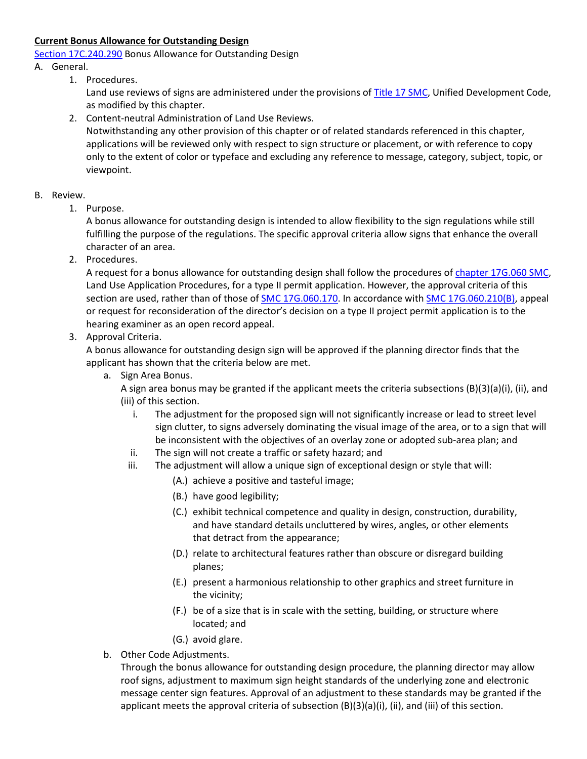**Current Bonus Allowance for Outstanding Design**

Section 17C.240.290 Bonus Allowance for Outstanding Design

A. General.

1. Procedures.

   Land use reviews of signs are administered under the provisions of Title 17 SMC, Unified Development Code, as modified by this chapter.

2. Content-neutral Administration of Land Use Reviews.

   Notwithstanding any other provision of this chapter or of related standards referenced in this chapter, applications will be reviewed only with respect to sign structure or placement, or with reference to copy only to the extent of color or typeface and excluding any reference to message, category, subject, topic, or viewpoint.

B. Review.

1. Purpose.

   A bonus allowance for outstanding design is intended to allow flexibility to the sign regulations while still fulfilling the purpose of the regulations. The specific approval criteria allow signs that enhance the overall character of an area.

2. Procedures.

   A request for a bonus allowance for outstanding design shall follow the procedures of chapter 17G.060 SMC, Land Use Application Procedures, for a type II permit application. However, the approval criteria of this section are used, rather than of those of SMC 17G.060.170. In accordance with SMC 17G.060.210(B), appeal or request for reconsideration of the director's decision on a type II project permit application is to the hearing examiner as an open record appeal.

3. Approval Criteria.

   A bonus allowance for outstanding design sign will be approved if the planning director finds that the applicant has shown that the criteria below are met.

   a. Sign Area Bonus.

      A sign area bonus may be granted if the applicant meets the criteria subsections (B)(3)(a)(i), (ii), and (iii) of this section.

      i. The adjustment for the proposed sign will not significantly increase or lead to street level sign clutter, to signs adversely dominating the visual image of the area, or to a sign that will be inconsistent with the objectives of an overlay zone or adopted sub-area plan; and

      ii. The sign will not create a traffic or safety hazard; and

      iii. The adjustment will allow a unique sign of exceptional design or style that will:

         (A.) achieve a positive and tasteful image;

         (B.) have good legibility;

         (C.) exhibit technical competence and quality in design, construction, durability, and have standard details uncluttered by wires, angles, or other elements that detract from the appearance;

         (D.) relate to architectural features rather than obscure or disregard building planes;

         (E.) present a harmonious relationship to other graphics and street furniture in the vicinity;

         (F.) be of a size that is in scale with the setting, building, or structure where located; and

         (G.) avoid glare.

   b. Other Code Adjustments.

      Through the bonus allowance for outstanding design procedure, the planning director may allow roof signs, adjustment to maximum sign height standards of the underlying zone and electronic message center sign features. Approval of an adjustment to these standards may be granted if the applicant meets the approval criteria of subsection (B)(3)(a)(i), (ii), and (iii) of this section.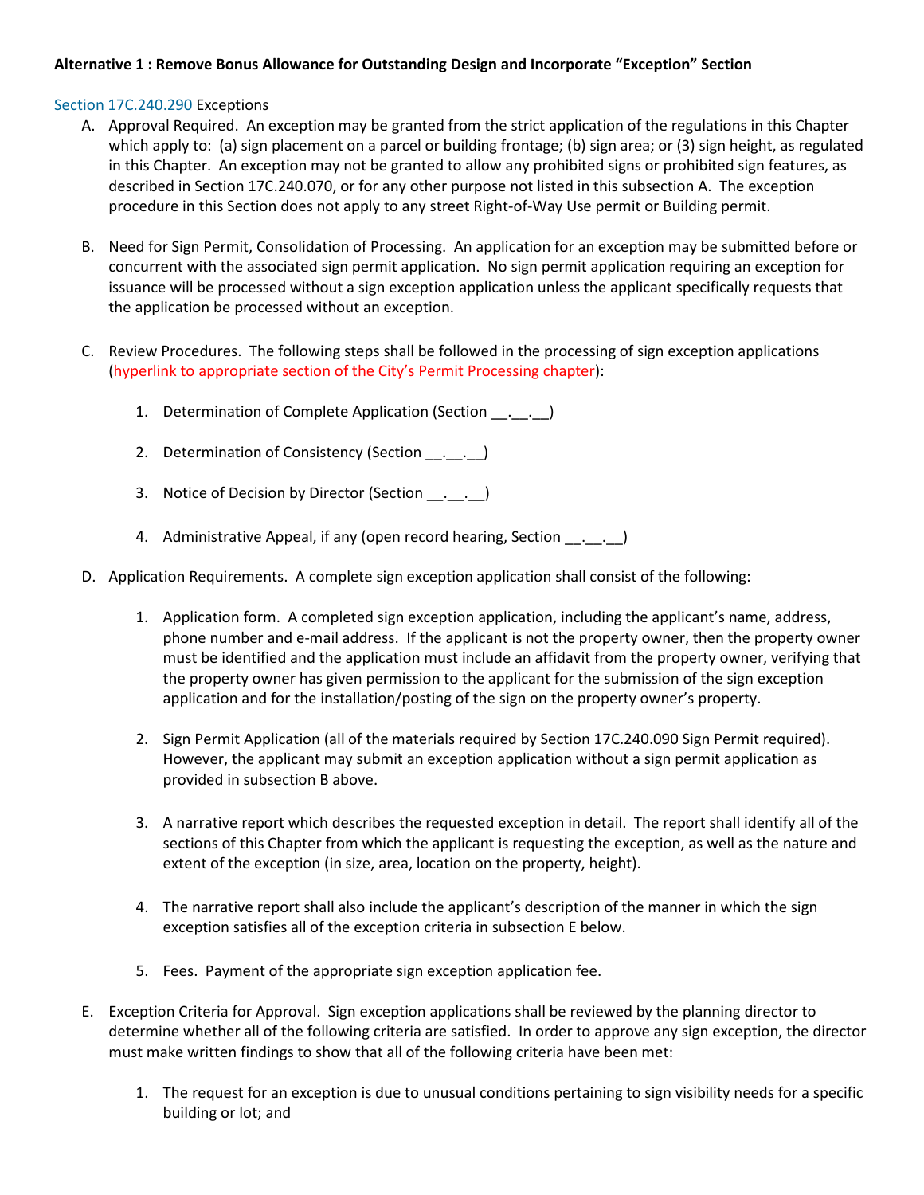**Alternative 1 : Remove Bonus Allowance for Outstanding Design and Incorporate "Exception" Section**

Section 17C.240.290 Exceptions

A. Approval Required. An exception may be granted from the strict application of the regulations in this Chapter which apply to: (a) sign placement on a parcel or building frontage; (b) sign area; or (3) sign height, as regulated in this Chapter. An exception may not be granted to allow any prohibited signs or prohibited sign features, as described in Section 17C.240.070, or for any other purpose not listed in this subsection A. The exception procedure in this Section does not apply to any street Right-of-Way Use permit or Building permit.

B. Need for Sign Permit, Consolidation of Processing. An application for an exception may be submitted before or concurrent with the associated sign permit application. No sign permit application requiring an exception for issuance will be processed without a sign exception application unless the applicant specifically requests that the application be processed without an exception.

C. Review Procedures. The following steps shall be followed in the processing of sign exception applications (hyperlink to appropriate section of the City's Permit Processing chapter):

   1. Determination of Complete Application (Section __.__.__)

   2. Determination of Consistency (Section __.__.__)

   3. Notice of Decision by Director (Section __.__.__)

   4. Administrative Appeal, if any (open record hearing, Section __.__.__)

D. Application Requirements. A complete sign exception application shall consist of the following:

   1. Application form. A completed sign exception application, including the applicant's name, address, phone number and e-mail address. If the applicant is not the property owner, then the property owner must be identified and the application must include an affidavit from the property owner, verifying that the property owner has given permission to the applicant for the submission of the sign exception application and for the installation/posting of the sign on the property owner's property.

   2. Sign Permit Application (all of the materials required by Section 17C.240.090 Sign Permit required). However, the applicant may submit an exception application without a sign permit application as provided in subsection B above.

   3. A narrative report which describes the requested exception in detail. The report shall identify all of the sections of this Chapter from which the applicant is requesting the exception, as well as the nature and extent of the exception (in size, area, location on the property, height).

   4. The narrative report shall also include the applicant's description of the manner in which the sign exception satisfies all of the exception criteria in subsection E below.

   5. Fees. Payment of the appropriate sign exception application fee.

E. Exception Criteria for Approval. Sign exception applications shall be reviewed by the planning director to determine whether all of the following criteria are satisfied. In order to approve any sign exception, the director must make written findings to show that all of the following criteria have been met:

   1. The request for an exception is due to unusual conditions pertaining to sign visibility needs for a specific building or lot; and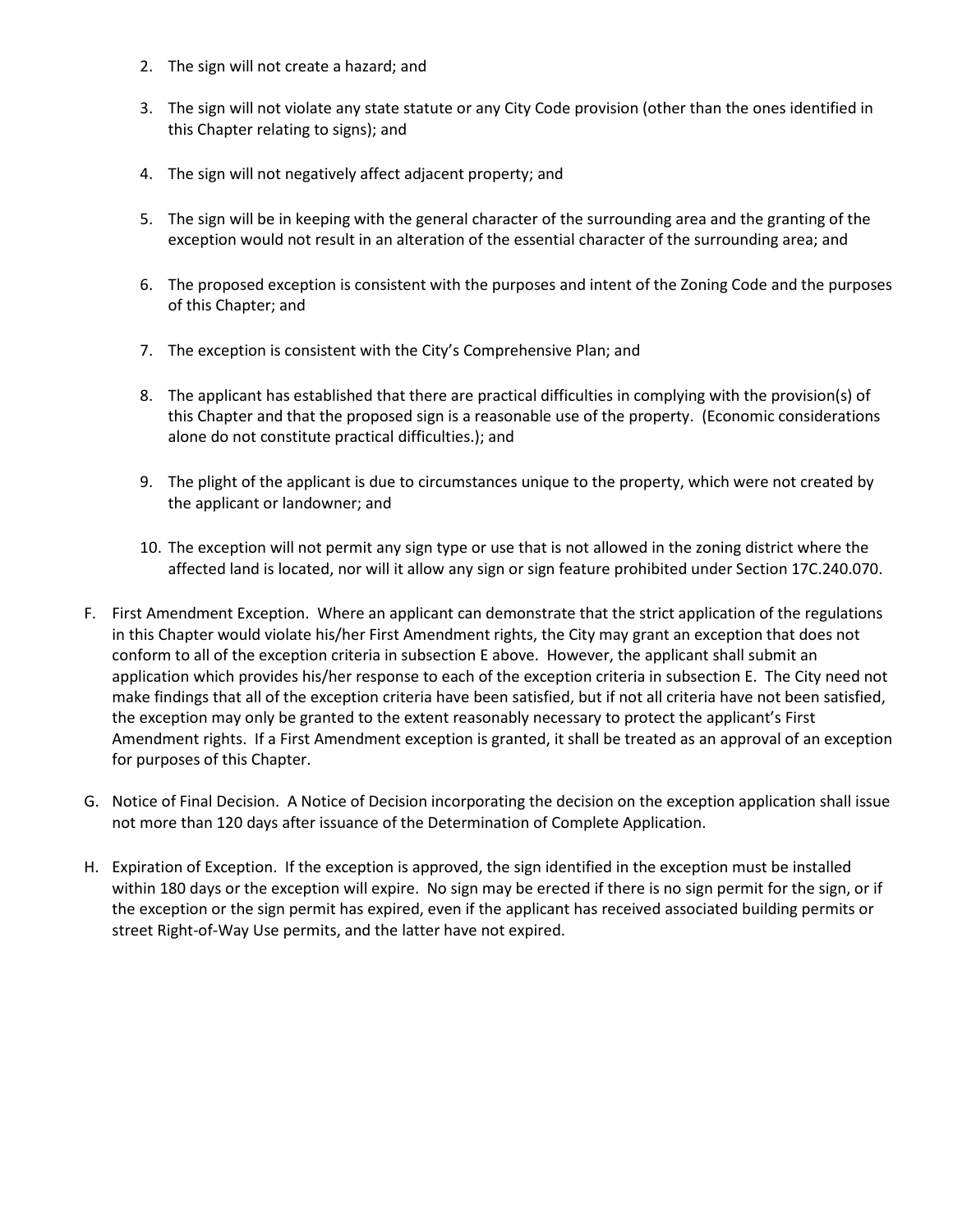2. The sign will not create a hazard; and

3. The sign will not violate any state statute or any City Code provision (other than the ones identified in this Chapter relating to signs); and

4. The sign will not negatively affect adjacent property; and

5. The sign will be in keeping with the general character of the surrounding area and the granting of the exception would not result in an alteration of the essential character of the surrounding area; and

6. The proposed exception is consistent with the purposes and intent of the Zoning Code and the purposes of this Chapter; and

7. The exception is consistent with the City's Comprehensive Plan; and

8. The applicant has established that there are practical difficulties in complying with the provision(s) of this Chapter and that the proposed sign is a reasonable use of the property. (Economic considerations alone do not constitute practical difficulties.); and

9. The plight of the applicant is due to circumstances unique to the property, which were not created by the applicant or landowner; and

10. The exception will not permit any sign type or use that is not allowed in the zoning district where the affected land is located, nor will it allow any sign or sign feature prohibited under Section 17C.240.070.

F. First Amendment Exception. Where an applicant can demonstrate that the strict application of the regulations in this Chapter would violate his/her First Amendment rights, the City may grant an exception that does not conform to all of the exception criteria in subsection E above. However, the applicant shall submit an application which provides his/her response to each of the exception criteria in subsection E. The City need not make findings that all of the exception criteria have been satisfied, but if not all criteria have not been satisfied, the exception may only be granted to the extent reasonably necessary to protect the applicant's First Amendment rights. If a First Amendment exception is granted, it shall be treated as an approval of an exception for purposes of this Chapter.

G. Notice of Final Decision. A Notice of Decision incorporating the decision on the exception application shall issue not more than 120 days after issuance of the Determination of Complete Application.

H. Expiration of Exception. If the exception is approved, the sign identified in the exception must be installed within 180 days or the exception will expire. No sign may be erected if there is no sign permit for the sign, or if the exception or the sign permit has expired, even if the applicant has received associated building permits or street Right-of-Way Use permits, and the latter have not expired.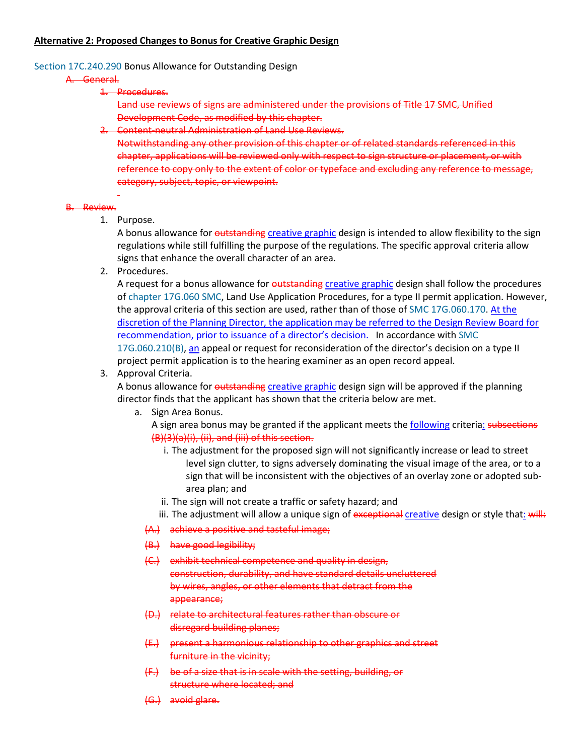**Alternative 2: Proposed Changes to Bonus for Creative Graphic Design**

Section 17C.240.290 Bonus Allowance for Outstanding Design

~~A. General.~~

~~1. Procedures.~~
~~Land use reviews of signs are administered under the provisions of Title 17 SMC, Unified Development Code, as modified by this chapter.~~

~~2. Content-neutral Administration of Land Use Reviews.~~
~~Notwithstanding any other provision of this chapter or of related standards referenced in this chapter, applications will be reviewed only with respect to sign structure or placement, or with reference to copy only to the extent of color or typeface and excluding any reference to message, category, subject, topic, or viewpoint.~~

~~B. Review.~~

1. Purpose.
A bonus allowance for ~~outstanding~~ creative graphic design is intended to allow flexibility to the sign regulations while still fulfilling the purpose of the regulations. The specific approval criteria allow signs that enhance the overall character of an area.

2. Procedures.
A request for a bonus allowance for ~~outstanding~~ creative graphic design shall follow the procedures of chapter 17G.060 SMC, Land Use Application Procedures, for a type II permit application. However, the approval criteria of this section are used, rather than of those of SMC 17G.060.170. At the discretion of the Planning Director, the application may be referred to the Design Review Board for recommendation, prior to issuance of a director's decision. In accordance with SMC 17G.060.210(B), an appeal or request for reconsideration of the director's decision on a type II project permit application is to the hearing examiner as an open record appeal.

3. Approval Criteria.
A bonus allowance for ~~outstanding~~ creative graphic design sign will be approved if the planning director finds that the applicant has shown that the criteria below are met.

   a. Sign Area Bonus.
   A sign area bonus may be granted if the applicant meets the following criteria: ~~subsections (B)(3)(a)(i), (ii), and (iii) of this section.~~

      i. The adjustment for the proposed sign will not significantly increase or lead to street level sign clutter, to signs adversely dominating the visual image of the area, or to a sign that will be inconsistent with the objectives of an overlay zone or adopted sub-area plan; and

      ii. The sign will not create a traffic or safety hazard; and

      iii. The adjustment will allow a unique sign of ~~exceptional~~ creative design or style that: ~~will:~~

         ~~(A.) achieve a positive and tasteful image;~~

         ~~(B.) have good legibility;~~

         ~~(C.) exhibit technical competence and quality in design, construction, durability, and have standard details uncluttered by wires, angles, or other elements that detract from the appearance;~~

         ~~(D.) relate to architectural features rather than obscure or disregard building planes;~~

         ~~(E.) present a harmonious relationship to other graphics and street furniture in the vicinity;~~

         ~~(F.) be of a size that is in scale with the setting, building, or structure where located; and~~

         ~~(G.) avoid glare.~~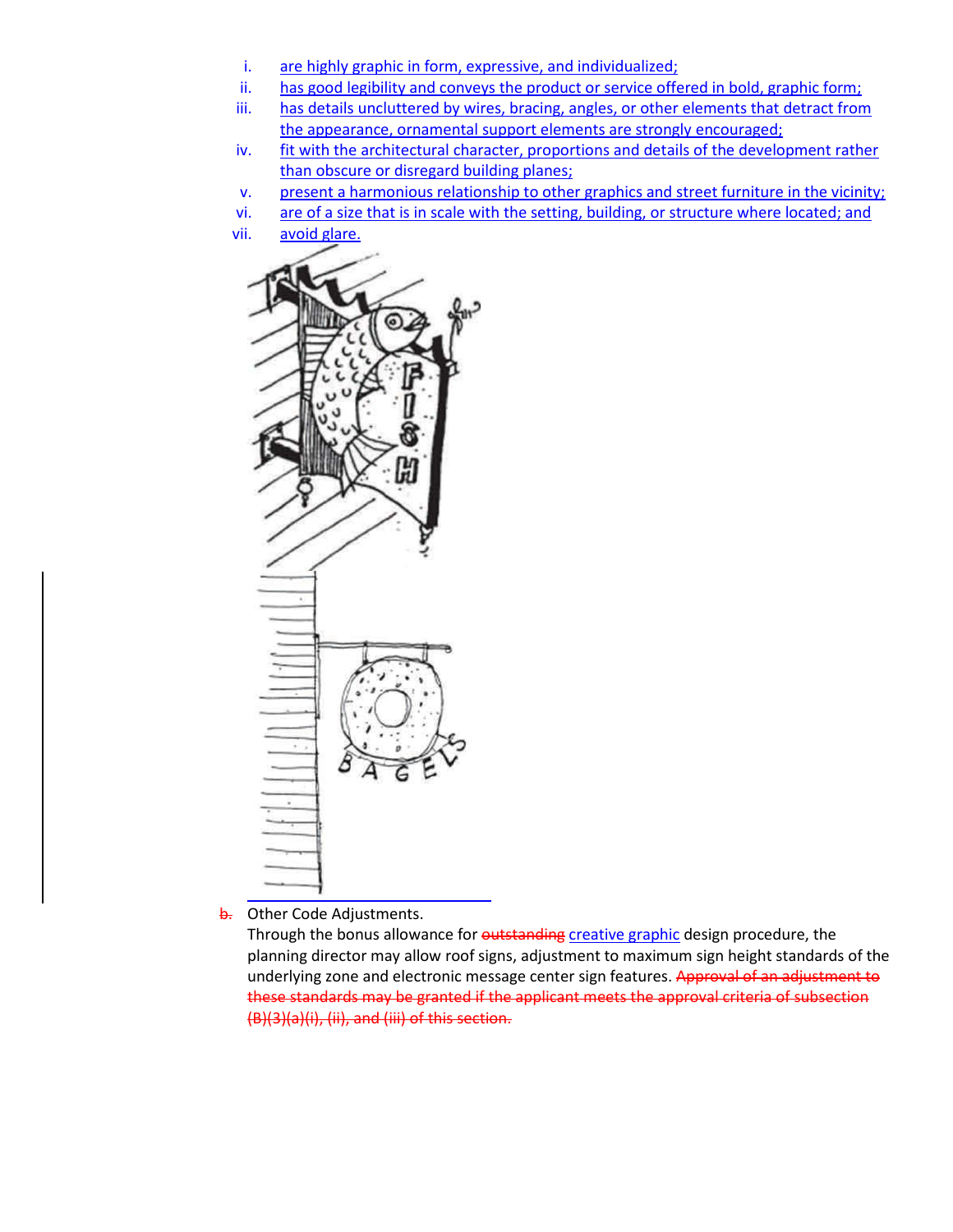i. are highly graphic in form, expressive, and individualized;
ii. has good legibility and conveys the product or service offered in bold, graphic form;
iii. has details uncluttered by wires, bracing, angles, or other elements that detract from the appearance, ornamental support elements are strongly encouraged;
iv. fit with the architectural character, proportions and details of the development rather than obscure or disregard building planes;
v. present a harmonious relationship to other graphics and street furniture in the vicinity;
vi. are of a size that is in scale with the setting, building, or structure where located; and
vii. avoid glare.

~~b.~~ Other Code Adjustments.

Through the bonus allowance for ~~outstanding~~ creative graphic design procedure, the planning director may allow roof signs, adjustment to maximum sign height standards of the underlying zone and electronic message center sign features. ~~Approval of an adjustment to these standards may be granted if the applicant meets the approval criteria of subsection (B)(3)(a)(i), (ii), and (iii) of this section.~~